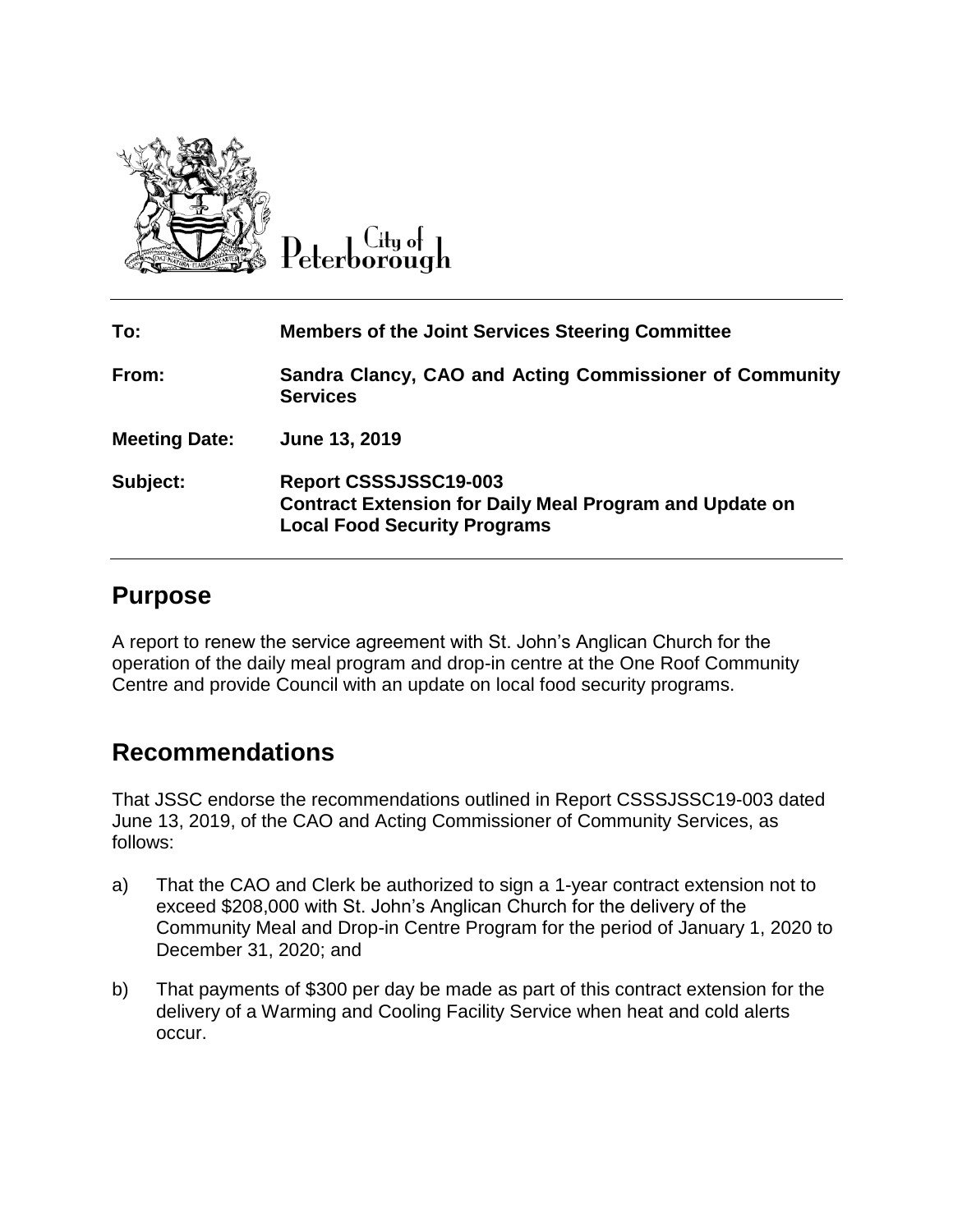City of Peterborough

| | |
|---|---|
| **To:** | **Members of the Joint Services Steering Committee** |
| **From:** | **Sandra Clancy, CAO and Acting Commissioner of Community Services** |
| **Meeting Date:** | **June 13, 2019** |
| **Subject:** | **Report CSSSJSSC19-003**<br>**Contract Extension for Daily Meal Program and Update on Local Food Security Programs** |

## Purpose

A report to renew the service agreement with St. John's Anglican Church for the operation of the daily meal program and drop-in centre at the One Roof Community Centre and provide Council with an update on local food security programs.

## Recommendations

That JSSC endorse the recommendations outlined in Report CSSSJSSC19-003 dated June 13, 2019, of the CAO and Acting Commissioner of Community Services, as follows:

a) That the CAO and Clerk be authorized to sign a 1-year contract extension not to exceed $208,000 with St. John's Anglican Church for the delivery of the Community Meal and Drop-in Centre Program for the period of January 1, 2020 to December 31, 2020; and

b) That payments of $300 per day be made as part of this contract extension for the delivery of a Warming and Cooling Facility Service when heat and cold alerts occur.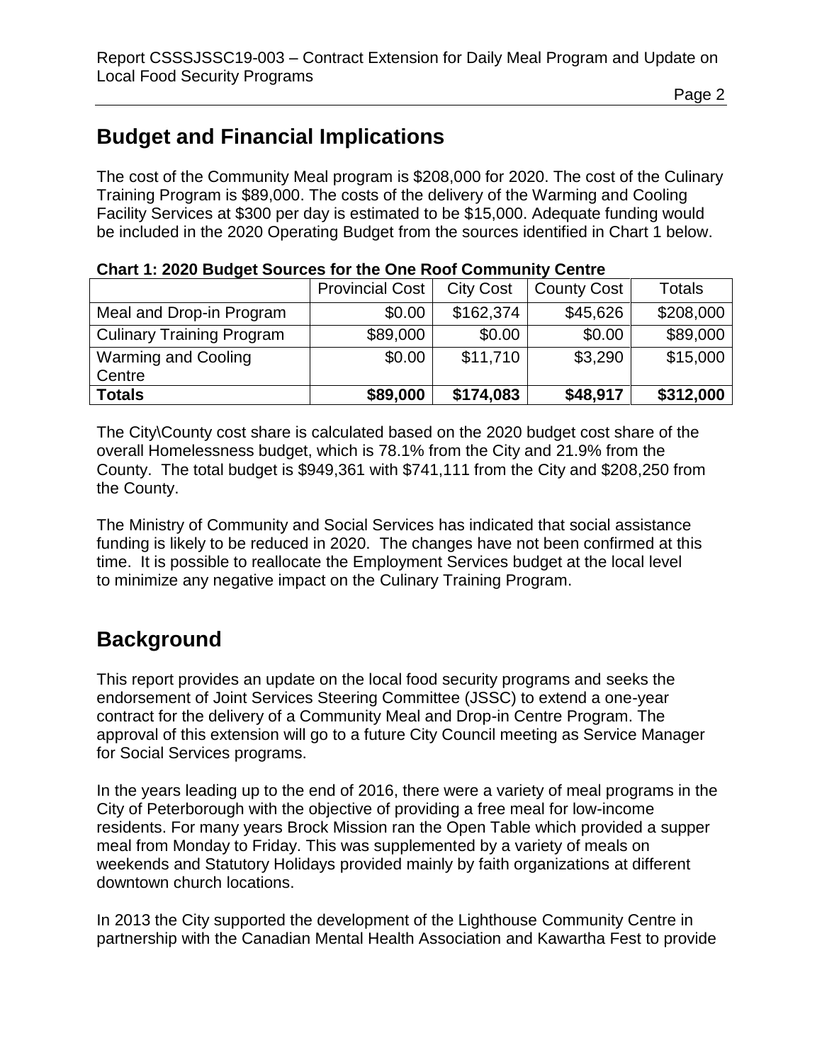## Budget and Financial Implications

The cost of the Community Meal program is $208,000 for 2020. The cost of the Culinary Training Program is $89,000. The costs of the delivery of the Warming and Cooling Facility Services at $300 per day is estimated to be $15,000. Adequate funding would be included in the 2020 Operating Budget from the sources identified in Chart 1 below.

**Chart 1: 2020 Budget Sources for the One Roof Community Centre**

| | Provincial Cost | City Cost | County Cost | Totals |
|---|---|---|---|---|
| Meal and Drop-in Program | $0.00 | $162,374 | $45,626 | $208,000 |
| Culinary Training Program | $89,000 | $0.00 | $0.00 | $89,000 |
| Warming and Cooling Centre | $0.00 | $11,710 | $3,290 | $15,000 |
| **Totals** | **$89,000** | **$174,083** | **$48,917** | **$312,000** |

The City\County cost share is calculated based on the 2020 budget cost share of the overall Homelessness budget, which is 78.1% from the City and 21.9% from the County. The total budget is $949,361 with $741,111 from the City and $208,250 from the County.

The Ministry of Community and Social Services has indicated that social assistance funding is likely to be reduced in 2020. The changes have not been confirmed at this time. It is possible to reallocate the Employment Services budget at the local level to minimize any negative impact on the Culinary Training Program.

## Background

This report provides an update on the local food security programs and seeks the endorsement of Joint Services Steering Committee (JSSC) to extend a one-year contract for the delivery of a Community Meal and Drop-in Centre Program. The approval of this extension will go to a future City Council meeting as Service Manager for Social Services programs.

In the years leading up to the end of 2016, there were a variety of meal programs in the City of Peterborough with the objective of providing a free meal for low-income residents. For many years Brock Mission ran the Open Table which provided a supper meal from Monday to Friday. This was supplemented by a variety of meals on weekends and Statutory Holidays provided mainly by faith organizations at different downtown church locations.

In 2013 the City supported the development of the Lighthouse Community Centre in partnership with the Canadian Mental Health Association and Kawartha Fest to provide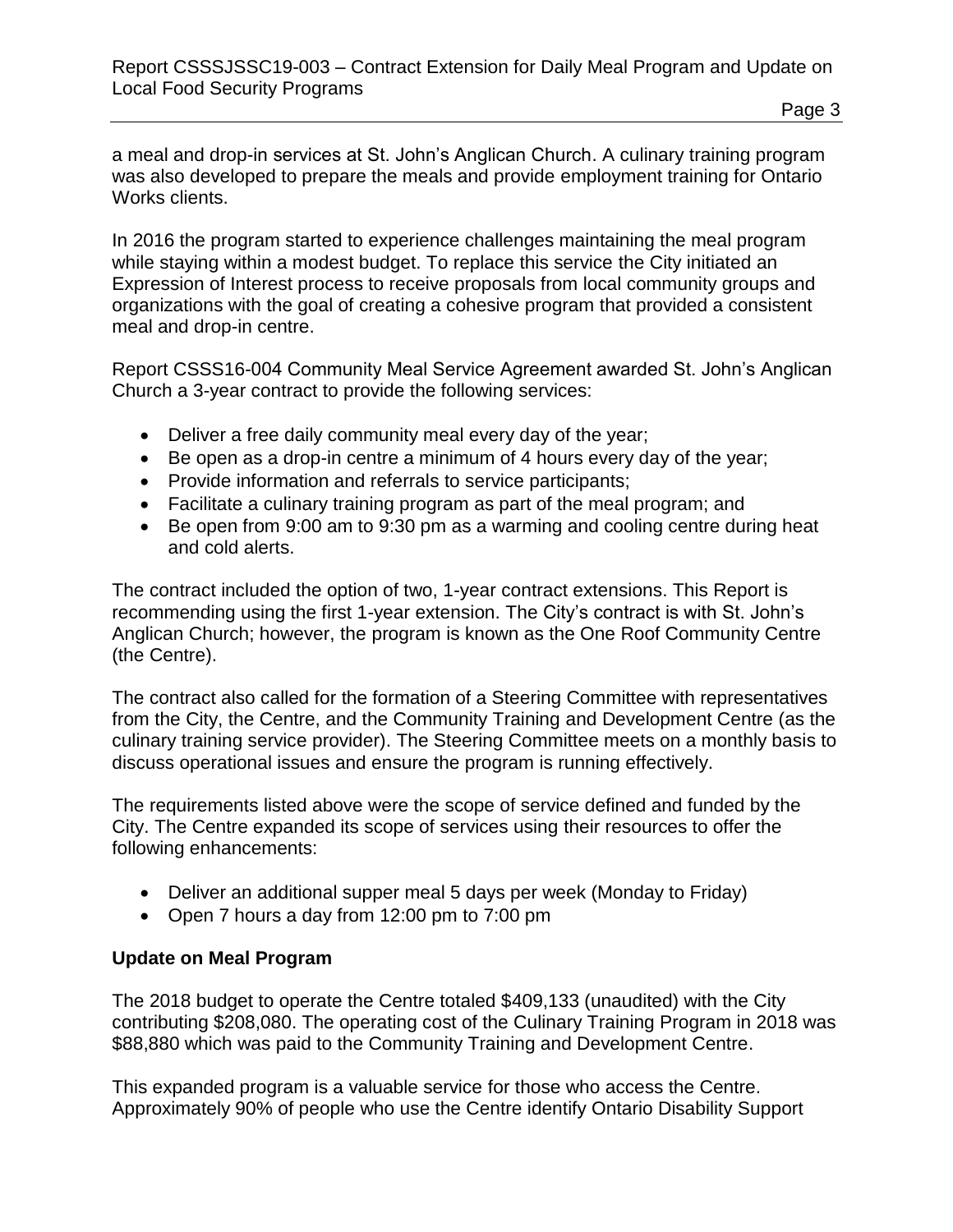a meal and drop-in services at St. John's Anglican Church. A culinary training program was also developed to prepare the meals and provide employment training for Ontario Works clients.

In 2016 the program started to experience challenges maintaining the meal program while staying within a modest budget. To replace this service the City initiated an Expression of Interest process to receive proposals from local community groups and organizations with the goal of creating a cohesive program that provided a consistent meal and drop-in centre.

Report CSSS16-004 Community Meal Service Agreement awarded St. John's Anglican Church a 3-year contract to provide the following services:

- Deliver a free daily community meal every day of the year;
- Be open as a drop-in centre a minimum of 4 hours every day of the year;
- Provide information and referrals to service participants;
- Facilitate a culinary training program as part of the meal program; and
- Be open from 9:00 am to 9:30 pm as a warming and cooling centre during heat and cold alerts.

The contract included the option of two, 1-year contract extensions. This Report is recommending using the first 1-year extension. The City's contract is with St. John's Anglican Church; however, the program is known as the One Roof Community Centre (the Centre).

The contract also called for the formation of a Steering Committee with representatives from the City, the Centre, and the Community Training and Development Centre (as the culinary training service provider). The Steering Committee meets on a monthly basis to discuss operational issues and ensure the program is running effectively.

The requirements listed above were the scope of service defined and funded by the City. The Centre expanded its scope of services using their resources to offer the following enhancements:

- Deliver an additional supper meal 5 days per week (Monday to Friday)
- Open 7 hours a day from 12:00 pm to 7:00 pm

**Update on Meal Program**

The 2018 budget to operate the Centre totaled $409,133 (unaudited) with the City contributing $208,080. The operating cost of the Culinary Training Program in 2018 was $88,880 which was paid to the Community Training and Development Centre.

This expanded program is a valuable service for those who access the Centre. Approximately 90% of people who use the Centre identify Ontario Disability Support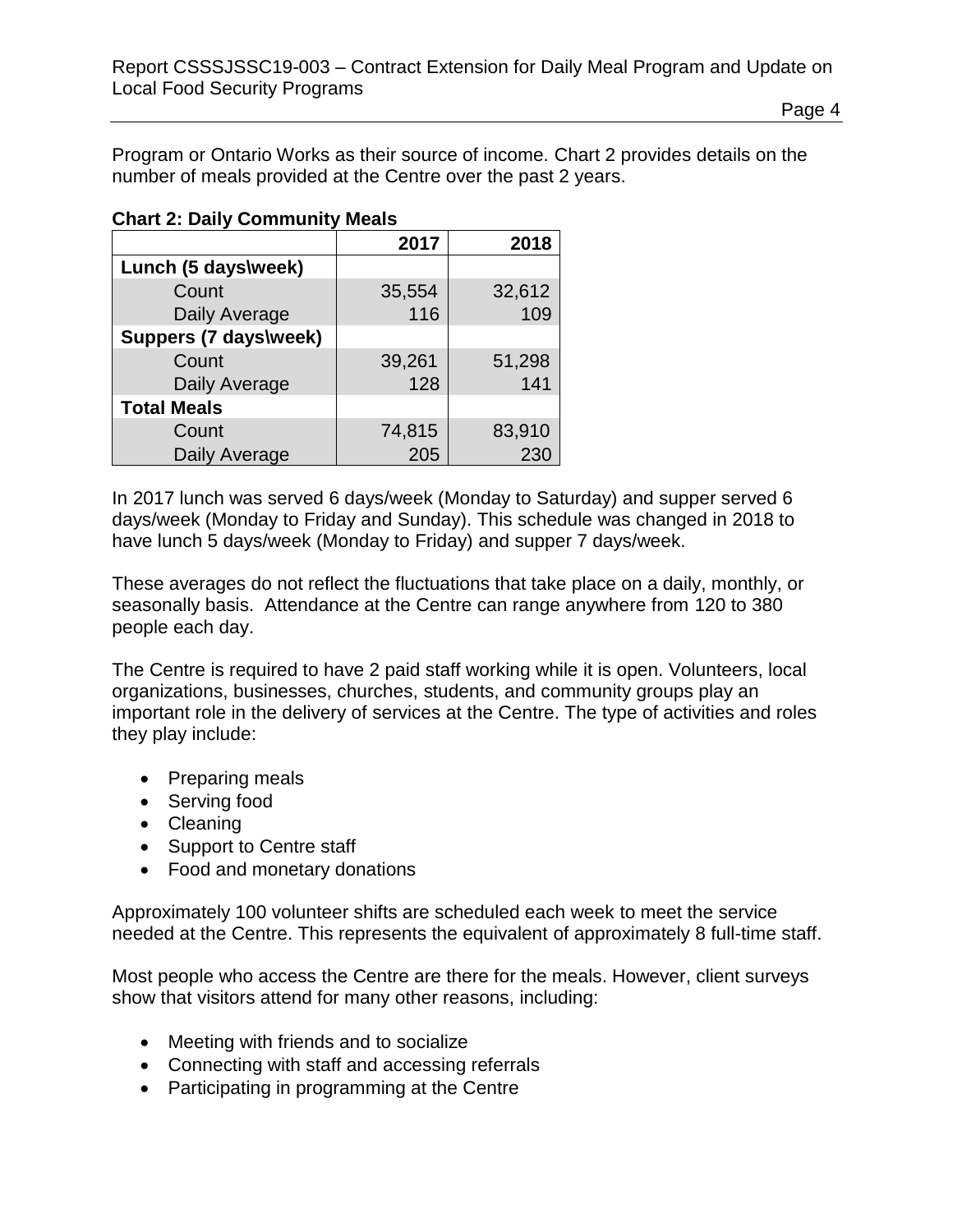Program or Ontario Works as their source of income. Chart 2 provides details on the number of meals provided at the Centre over the past 2 years.

**Chart 2: Daily Community Meals**

| | 2017 | 2018 |
|---|---|---|
| **Lunch (5 days\week)** | | |
| Count | 35,554 | 32,612 |
| Daily Average | 116 | 109 |
| **Suppers (7 days\week)** | | |
| Count | 39,261 | 51,298 |
| Daily Average | 128 | 141 |
| **Total Meals** | | |
| Count | 74,815 | 83,910 |
| Daily Average | 205 | 230 |

In 2017 lunch was served 6 days/week (Monday to Saturday) and supper served 6 days/week (Monday to Friday and Sunday). This schedule was changed in 2018 to have lunch 5 days/week (Monday to Friday) and supper 7 days/week.

These averages do not reflect the fluctuations that take place on a daily, monthly, or seasonally basis. Attendance at the Centre can range anywhere from 120 to 380 people each day.

The Centre is required to have 2 paid staff working while it is open. Volunteers, local organizations, businesses, churches, students, and community groups play an important role in the delivery of services at the Centre. The type of activities and roles they play include:

- Preparing meals
- Serving food
- Cleaning
- Support to Centre staff
- Food and monetary donations

Approximately 100 volunteer shifts are scheduled each week to meet the service needed at the Centre. This represents the equivalent of approximately 8 full-time staff.

Most people who access the Centre are there for the meals. However, client surveys show that visitors attend for many other reasons, including:

- Meeting with friends and to socialize
- Connecting with staff and accessing referrals
- Participating in programming at the Centre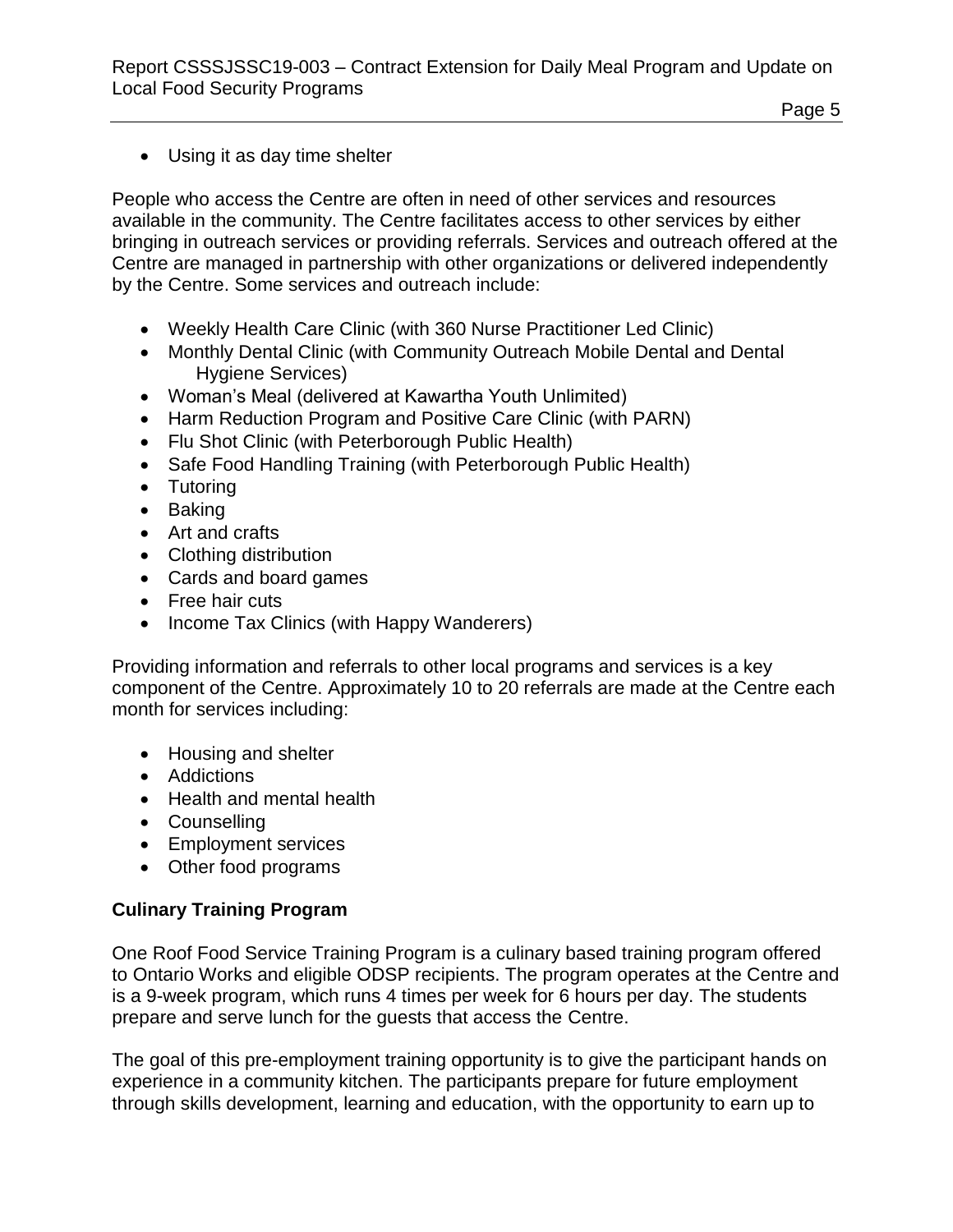- Using it as day time shelter

People who access the Centre are often in need of other services and resources available in the community. The Centre facilitates access to other services by either bringing in outreach services or providing referrals. Services and outreach offered at the Centre are managed in partnership with other organizations or delivered independently by the Centre. Some services and outreach include:

- Weekly Health Care Clinic (with 360 Nurse Practitioner Led Clinic)
- Monthly Dental Clinic (with Community Outreach Mobile Dental and Dental Hygiene Services)
- Woman's Meal (delivered at Kawartha Youth Unlimited)
- Harm Reduction Program and Positive Care Clinic (with PARN)
- Flu Shot Clinic (with Peterborough Public Health)
- Safe Food Handling Training (with Peterborough Public Health)
- Tutoring
- Baking
- Art and crafts
- Clothing distribution
- Cards and board games
- Free hair cuts
- Income Tax Clinics (with Happy Wanderers)

Providing information and referrals to other local programs and services is a key component of the Centre. Approximately 10 to 20 referrals are made at the Centre each month for services including:

- Housing and shelter
- Addictions
- Health and mental health
- Counselling
- Employment services
- Other food programs

**Culinary Training Program**

One Roof Food Service Training Program is a culinary based training program offered to Ontario Works and eligible ODSP recipients. The program operates at the Centre and is a 9-week program, which runs 4 times per week for 6 hours per day. The students prepare and serve lunch for the guests that access the Centre.

The goal of this pre-employment training opportunity is to give the participant hands on experience in a community kitchen. The participants prepare for future employment through skills development, learning and education, with the opportunity to earn up to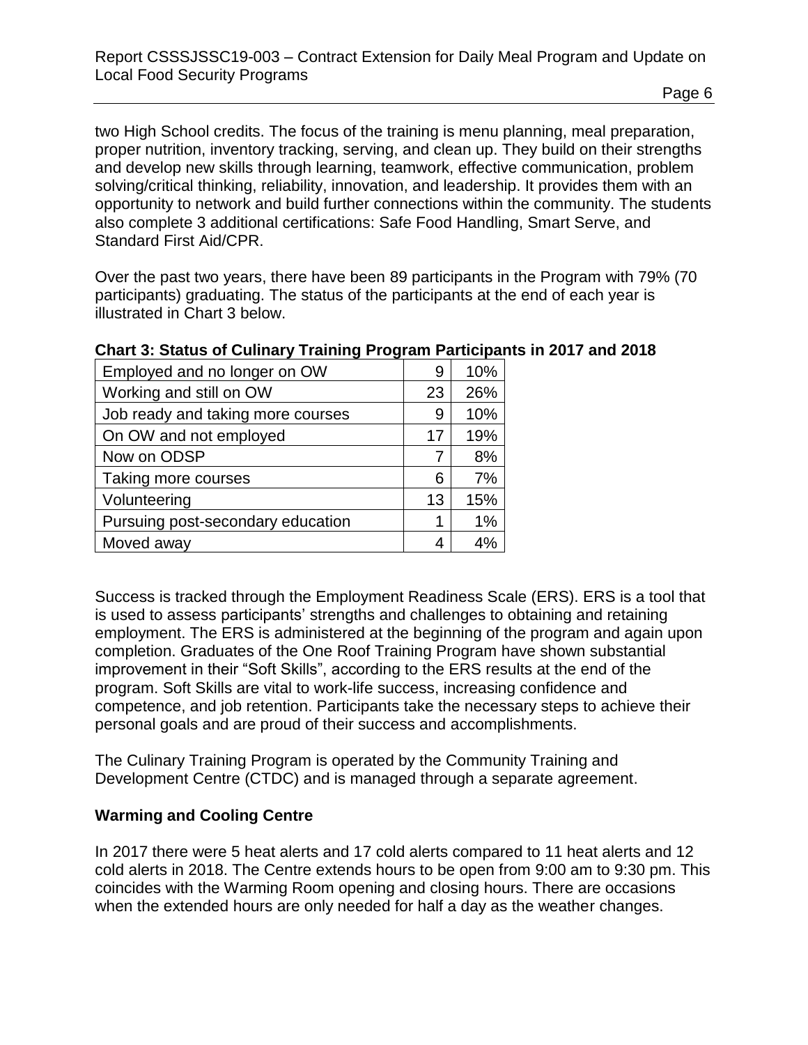two High School credits. The focus of the training is menu planning, meal preparation, proper nutrition, inventory tracking, serving, and clean up. They build on their strengths and develop new skills through learning, teamwork, effective communication, problem solving/critical thinking, reliability, innovation, and leadership. It provides them with an opportunity to network and build further connections within the community. The students also complete 3 additional certifications: Safe Food Handling, Smart Serve, and Standard First Aid/CPR.

Over the past two years, there have been 89 participants in the Program with 79% (70 participants) graduating. The status of the participants at the end of each year is illustrated in Chart 3 below.

**Chart 3: Status of Culinary Training Program Participants in 2017 and 2018**

| | | |
|---|---|---|
| Employed and no longer on OW | 9 | 10% |
| Working and still on OW | 23 | 26% |
| Job ready and taking more courses | 9 | 10% |
| On OW and not employed | 17 | 19% |
| Now on ODSP | 7 | 8% |
| Taking more courses | 6 | 7% |
| Volunteering | 13 | 15% |
| Pursuing post-secondary education | 1 | 1% |
| Moved away | 4 | 4% |

Success is tracked through the Employment Readiness Scale (ERS). ERS is a tool that is used to assess participants' strengths and challenges to obtaining and retaining employment. The ERS is administered at the beginning of the program and again upon completion. Graduates of the One Roof Training Program have shown substantial improvement in their "Soft Skills", according to the ERS results at the end of the program. Soft Skills are vital to work-life success, increasing confidence and competence, and job retention. Participants take the necessary steps to achieve their personal goals and are proud of their success and accomplishments.

The Culinary Training Program is operated by the Community Training and Development Centre (CTDC) and is managed through a separate agreement.

**Warming and Cooling Centre**

In 2017 there were 5 heat alerts and 17 cold alerts compared to 11 heat alerts and 12 cold alerts in 2018. The Centre extends hours to be open from 9:00 am to 9:30 pm. This coincides with the Warming Room opening and closing hours. There are occasions when the extended hours are only needed for half a day as the weather changes.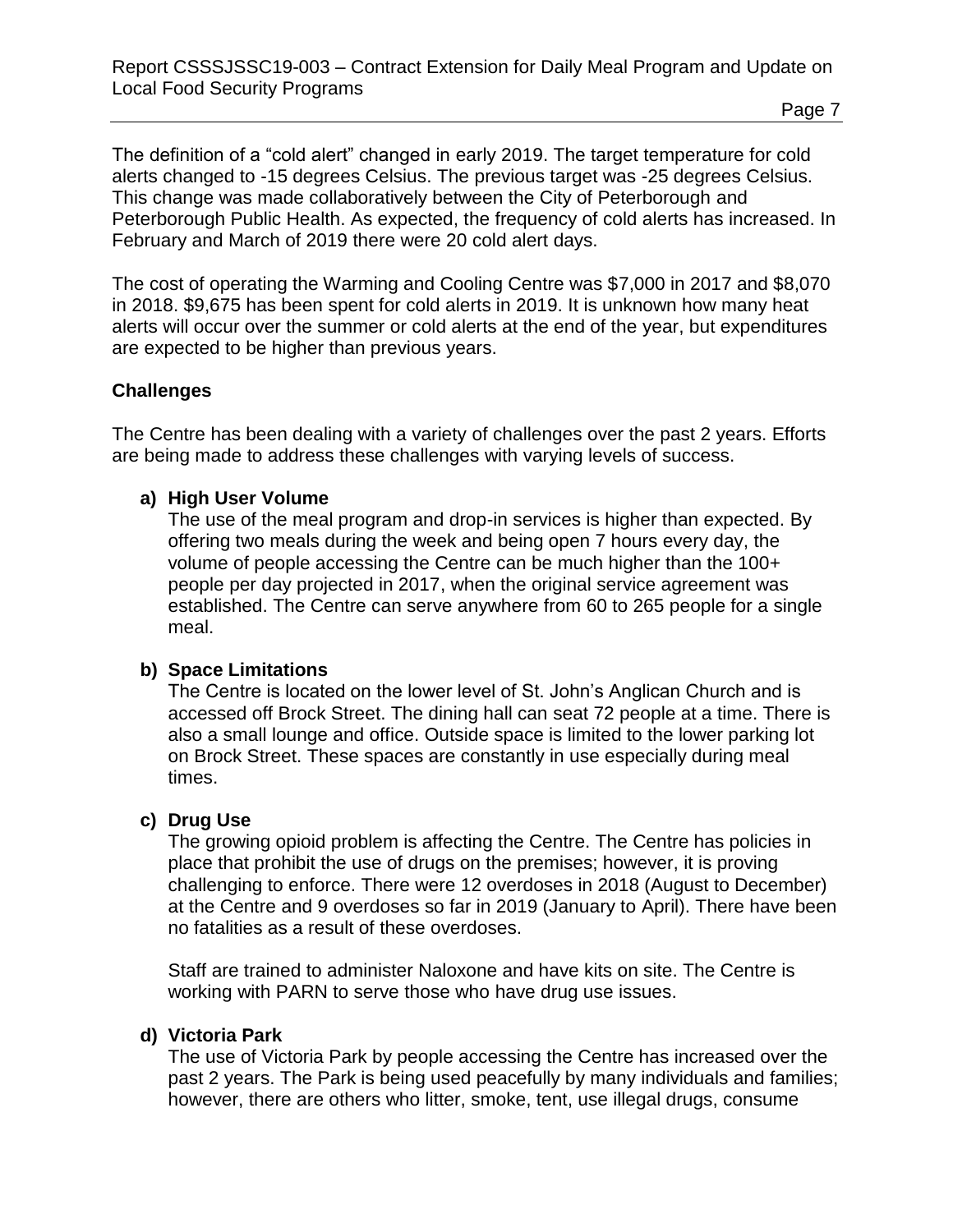The definition of a "cold alert" changed in early 2019. The target temperature for cold alerts changed to -15 degrees Celsius. The previous target was -25 degrees Celsius. This change was made collaboratively between the City of Peterborough and Peterborough Public Health. As expected, the frequency of cold alerts has increased. In February and March of 2019 there were 20 cold alert days.

The cost of operating the Warming and Cooling Centre was $7,000 in 2017 and $8,070 in 2018. $9,675 has been spent for cold alerts in 2019. It is unknown how many heat alerts will occur over the summer or cold alerts at the end of the year, but expenditures are expected to be higher than previous years.

**Challenges**

The Centre has been dealing with a variety of challenges over the past 2 years. Efforts are being made to address these challenges with varying levels of success.

**a) High User Volume**

The use of the meal program and drop-in services is higher than expected. By offering two meals during the week and being open 7 hours every day, the volume of people accessing the Centre can be much higher than the 100+ people per day projected in 2017, when the original service agreement was established. The Centre can serve anywhere from 60 to 265 people for a single meal.

**b) Space Limitations**

The Centre is located on the lower level of St. John's Anglican Church and is accessed off Brock Street. The dining hall can seat 72 people at a time. There is also a small lounge and office. Outside space is limited to the lower parking lot on Brock Street. These spaces are constantly in use especially during meal times.

**c) Drug Use**

The growing opioid problem is affecting the Centre. The Centre has policies in place that prohibit the use of drugs on the premises; however, it is proving challenging to enforce. There were 12 overdoses in 2018 (August to December) at the Centre and 9 overdoses so far in 2019 (January to April). There have been no fatalities as a result of these overdoses.

Staff are trained to administer Naloxone and have kits on site. The Centre is working with PARN to serve those who have drug use issues.

**d) Victoria Park**

The use of Victoria Park by people accessing the Centre has increased over the past 2 years. The Park is being used peacefully by many individuals and families; however, there are others who litter, smoke, tent, use illegal drugs, consume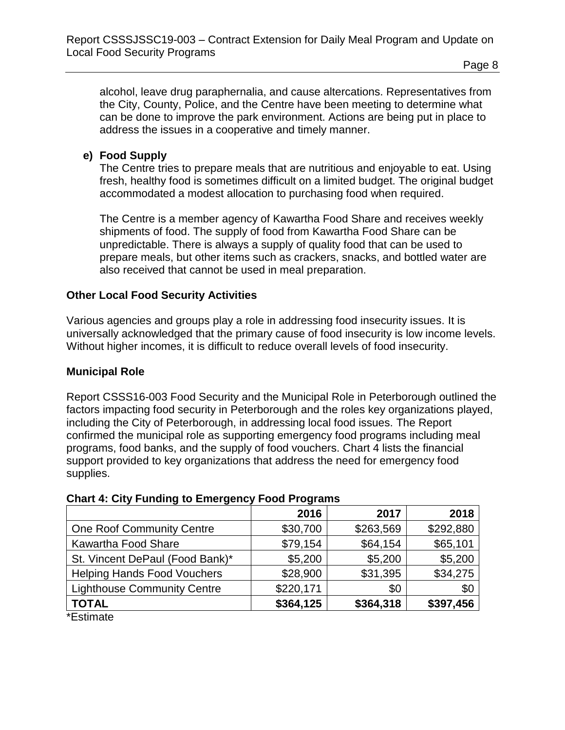alcohol, leave drug paraphernalia, and cause altercations. Representatives from the City, County, Police, and the Centre have been meeting to determine what can be done to improve the park environment. Actions are being put in place to address the issues in a cooperative and timely manner.

**e) Food Supply**

The Centre tries to prepare meals that are nutritious and enjoyable to eat. Using fresh, healthy food is sometimes difficult on a limited budget. The original budget accommodated a modest allocation to purchasing food when required.

The Centre is a member agency of Kawartha Food Share and receives weekly shipments of food. The supply of food from Kawartha Food Share can be unpredictable. There is always a supply of quality food that can be used to prepare meals, but other items such as crackers, snacks, and bottled water are also received that cannot be used in meal preparation.

## Other Local Food Security Activities

Various agencies and groups play a role in addressing food insecurity issues. It is universally acknowledged that the primary cause of food insecurity is low income levels. Without higher incomes, it is difficult to reduce overall levels of food insecurity.

## Municipal Role

Report CSSS16-003 Food Security and the Municipal Role in Peterborough outlined the factors impacting food security in Peterborough and the roles key organizations played, including the City of Peterborough, in addressing local food issues. The Report confirmed the municipal role as supporting emergency food programs including meal programs, food banks, and the supply of food vouchers. Chart 4 lists the financial support provided to key organizations that address the need for emergency food supplies.

**Chart 4: City Funding to Emergency Food Programs**

| | 2016 | 2017 | 2018 |
|---|---:|---:|---:|
| One Roof Community Centre | $30,700 | $263,569 | $292,880 |
| Kawartha Food Share | $79,154 | $64,154 | $65,101 |
| St. Vincent DePaul (Food Bank)* | $5,200 | $5,200 | $5,200 |
| Helping Hands Food Vouchers | $28,900 | $31,395 | $34,275 |
| Lighthouse Community Centre | $220,171 | $0 | $0 |
| **TOTAL** | **$364,125** | **$364,318** | **$397,456** |

*Estimate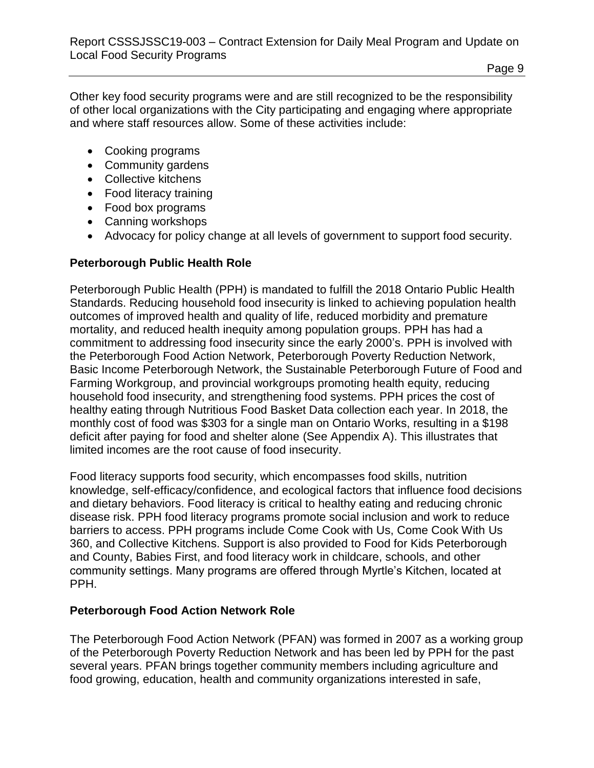Other key food security programs were and are still recognized to be the responsibility of other local organizations with the City participating and engaging where appropriate and where staff resources allow. Some of these activities include:

- Cooking programs
- Community gardens
- Collective kitchens
- Food literacy training
- Food box programs
- Canning workshops
- Advocacy for policy change at all levels of government to support food security.

**Peterborough Public Health Role**

Peterborough Public Health (PPH) is mandated to fulfill the 2018 Ontario Public Health Standards. Reducing household food insecurity is linked to achieving population health outcomes of improved health and quality of life, reduced morbidity and premature mortality, and reduced health inequity among population groups. PPH has had a commitment to addressing food insecurity since the early 2000's. PPH is involved with the Peterborough Food Action Network, Peterborough Poverty Reduction Network, Basic Income Peterborough Network, the Sustainable Peterborough Future of Food and Farming Workgroup, and provincial workgroups promoting health equity, reducing household food insecurity, and strengthening food systems. PPH prices the cost of healthy eating through Nutritious Food Basket Data collection each year. In 2018, the monthly cost of food was $303 for a single man on Ontario Works, resulting in a $198 deficit after paying for food and shelter alone (See Appendix A). This illustrates that limited incomes are the root cause of food insecurity.

Food literacy supports food security, which encompasses food skills, nutrition knowledge, self-efficacy/confidence, and ecological factors that influence food decisions and dietary behaviors. Food literacy is critical to healthy eating and reducing chronic disease risk. PPH food literacy programs promote social inclusion and work to reduce barriers to access. PPH programs include Come Cook with Us, Come Cook With Us 360, and Collective Kitchens. Support is also provided to Food for Kids Peterborough and County, Babies First, and food literacy work in childcare, schools, and other community settings. Many programs are offered through Myrtle's Kitchen, located at PPH.

**Peterborough Food Action Network Role**

The Peterborough Food Action Network (PFAN) was formed in 2007 as a working group of the Peterborough Poverty Reduction Network and has been led by PPH for the past several years. PFAN brings together community members including agriculture and food growing, education, health and community organizations interested in safe,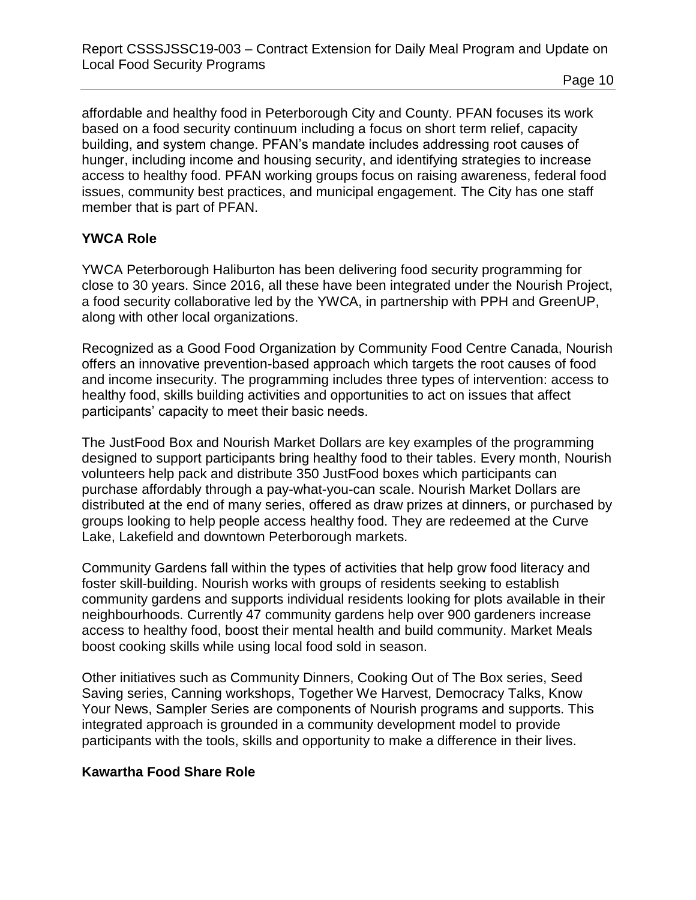affordable and healthy food in Peterborough City and County. PFAN focuses its work based on a food security continuum including a focus on short term relief, capacity building, and system change. PFAN's mandate includes addressing root causes of hunger, including income and housing security, and identifying strategies to increase access to healthy food. PFAN working groups focus on raising awareness, federal food issues, community best practices, and municipal engagement. The City has one staff member that is part of PFAN.

## YWCA Role

YWCA Peterborough Haliburton has been delivering food security programming for close to 30 years. Since 2016, all these have been integrated under the Nourish Project, a food security collaborative led by the YWCA, in partnership with PPH and GreenUP, along with other local organizations.

Recognized as a Good Food Organization by Community Food Centre Canada, Nourish offers an innovative prevention-based approach which targets the root causes of food and income insecurity. The programming includes three types of intervention: access to healthy food, skills building activities and opportunities to act on issues that affect participants' capacity to meet their basic needs.

The JustFood Box and Nourish Market Dollars are key examples of the programming designed to support participants bring healthy food to their tables. Every month, Nourish volunteers help pack and distribute 350 JustFood boxes which participants can purchase affordably through a pay-what-you-can scale. Nourish Market Dollars are distributed at the end of many series, offered as draw prizes at dinners, or purchased by groups looking to help people access healthy food. They are redeemed at the Curve Lake, Lakefield and downtown Peterborough markets.

Community Gardens fall within the types of activities that help grow food literacy and foster skill-building. Nourish works with groups of residents seeking to establish community gardens and supports individual residents looking for plots available in their neighbourhoods. Currently 47 community gardens help over 900 gardeners increase access to healthy food, boost their mental health and build community. Market Meals boost cooking skills while using local food sold in season.

Other initiatives such as Community Dinners, Cooking Out of The Box series, Seed Saving series, Canning workshops, Together We Harvest, Democracy Talks, Know Your News, Sampler Series are components of Nourish programs and supports. This integrated approach is grounded in a community development model to provide participants with the tools, skills and opportunity to make a difference in their lives.

## Kawartha Food Share Role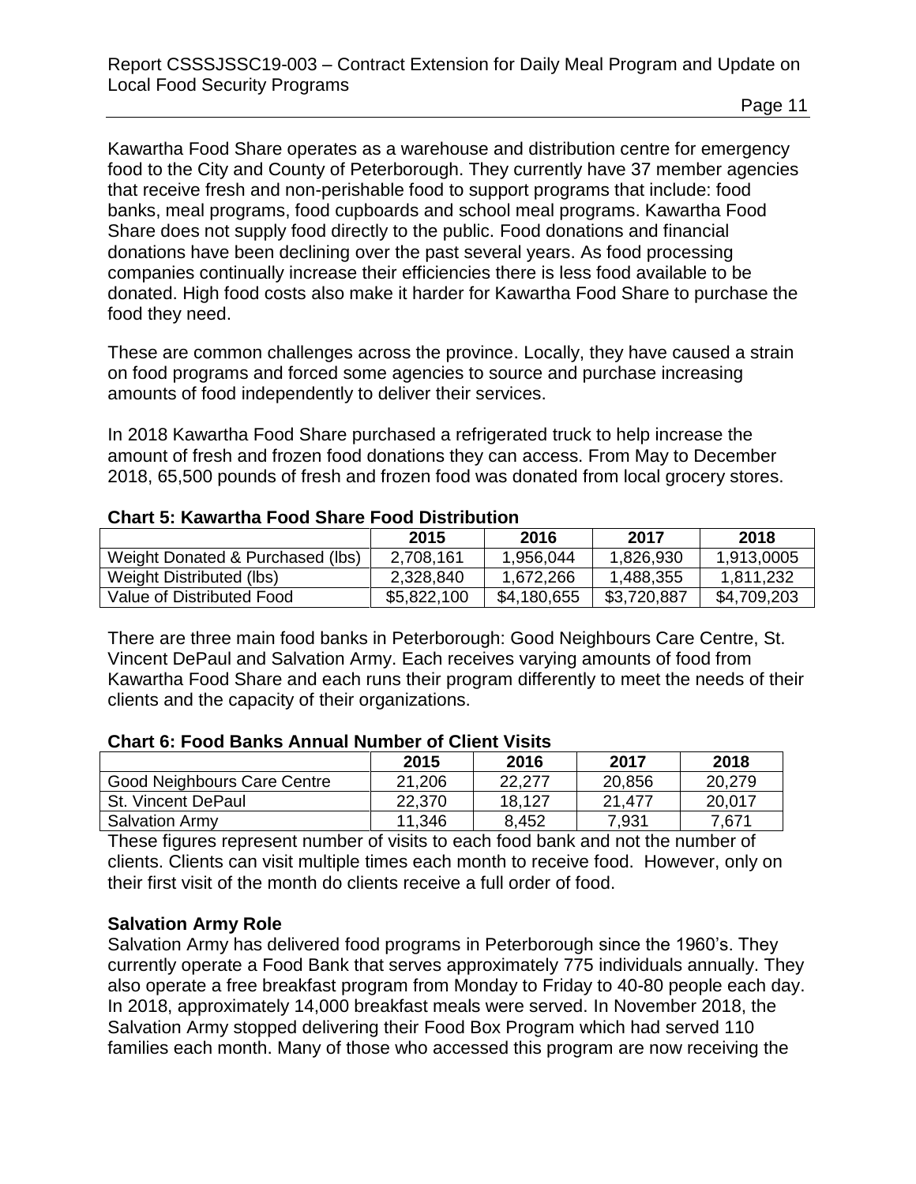Kawartha Food Share operates as a warehouse and distribution centre for emergency food to the City and County of Peterborough. They currently have 37 member agencies that receive fresh and non-perishable food to support programs that include: food banks, meal programs, food cupboards and school meal programs. Kawartha Food Share does not supply food directly to the public. Food donations and financial donations have been declining over the past several years. As food processing companies continually increase their efficiencies there is less food available to be donated. High food costs also make it harder for Kawartha Food Share to purchase the food they need.

These are common challenges across the province. Locally, they have caused a strain on food programs and forced some agencies to source and purchase increasing amounts of food independently to deliver their services.

In 2018 Kawartha Food Share purchased a refrigerated truck to help increase the amount of fresh and frozen food donations they can access. From May to December 2018, 65,500 pounds of fresh and frozen food was donated from local grocery stores.

**Chart 5: Kawartha Food Share Food Distribution**

| | 2015 | 2016 | 2017 | 2018 |
|---|---|---|---|---|
| Weight Donated & Purchased (lbs) | 2,708,161 | 1,956,044 | 1,826,930 | 1,913,0005 |
| Weight Distributed (lbs) | 2,328,840 | 1,672,266 | 1,488,355 | 1,811,232 |
| Value of Distributed Food | $5,822,100 | $4,180,655 | $3,720,887 | $4,709,203 |

There are three main food banks in Peterborough: Good Neighbours Care Centre, St. Vincent DePaul and Salvation Army. Each receives varying amounts of food from Kawartha Food Share and each runs their program differently to meet the needs of their clients and the capacity of their organizations.

**Chart 6: Food Banks Annual Number of Client Visits**

| | 2015 | 2016 | 2017 | 2018 |
|---|---|---|---|---|
| Good Neighbours Care Centre | 21,206 | 22,277 | 20,856 | 20,279 |
| St. Vincent DePaul | 22,370 | 18,127 | 21,477 | 20,017 |
| Salvation Army | 11,346 | 8,452 | 7,931 | 7,671 |

These figures represent number of visits to each food bank and not the number of clients. Clients can visit multiple times each month to receive food. However, only on their first visit of the month do clients receive a full order of food.

**Salvation Army Role**

Salvation Army has delivered food programs in Peterborough since the 1960's. They currently operate a Food Bank that serves approximately 775 individuals annually. They also operate a free breakfast program from Monday to Friday to 40-80 people each day. In 2018, approximately 14,000 breakfast meals were served. In November 2018, the Salvation Army stopped delivering their Food Box Program which had served 110 families each month. Many of those who accessed this program are now receiving the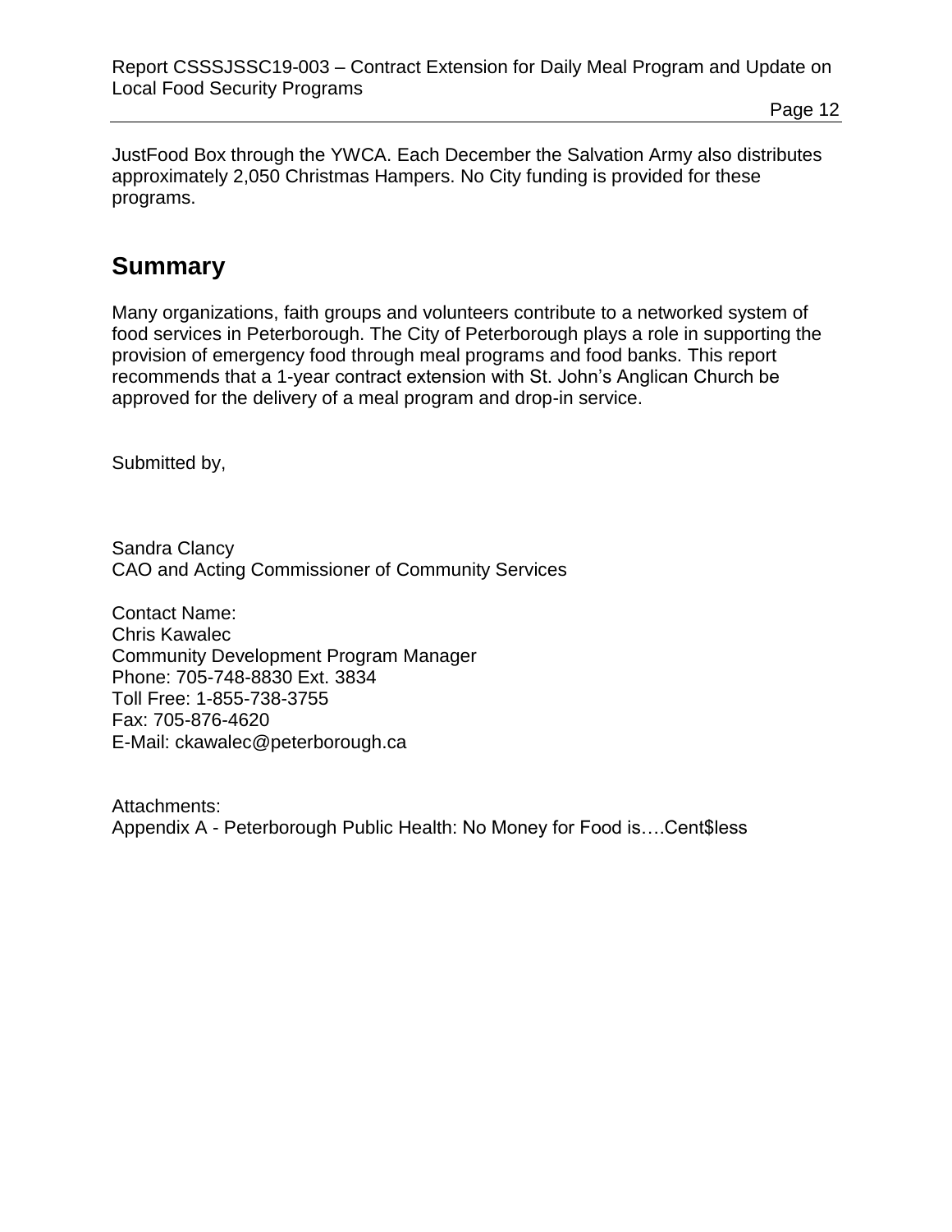JustFood Box through the YWCA. Each December the Salvation Army also distributes approximately 2,050 Christmas Hampers. No City funding is provided for these programs.

## Summary

Many organizations, faith groups and volunteers contribute to a networked system of food services in Peterborough. The City of Peterborough plays a role in supporting the provision of emergency food through meal programs and food banks. This report recommends that a 1-year contract extension with St. John's Anglican Church be approved for the delivery of a meal program and drop-in service.

Submitted by,

Sandra Clancy
CAO and Acting Commissioner of Community Services

Contact Name:
Chris Kawalec
Community Development Program Manager
Phone: 705-748-8830 Ext. 3834
Toll Free: 1-855-738-3755
Fax: 705-876-4620
E-Mail: ckawalec@peterborough.ca

Attachments:
Appendix A - Peterborough Public Health: No Money for Food is….Cent$less